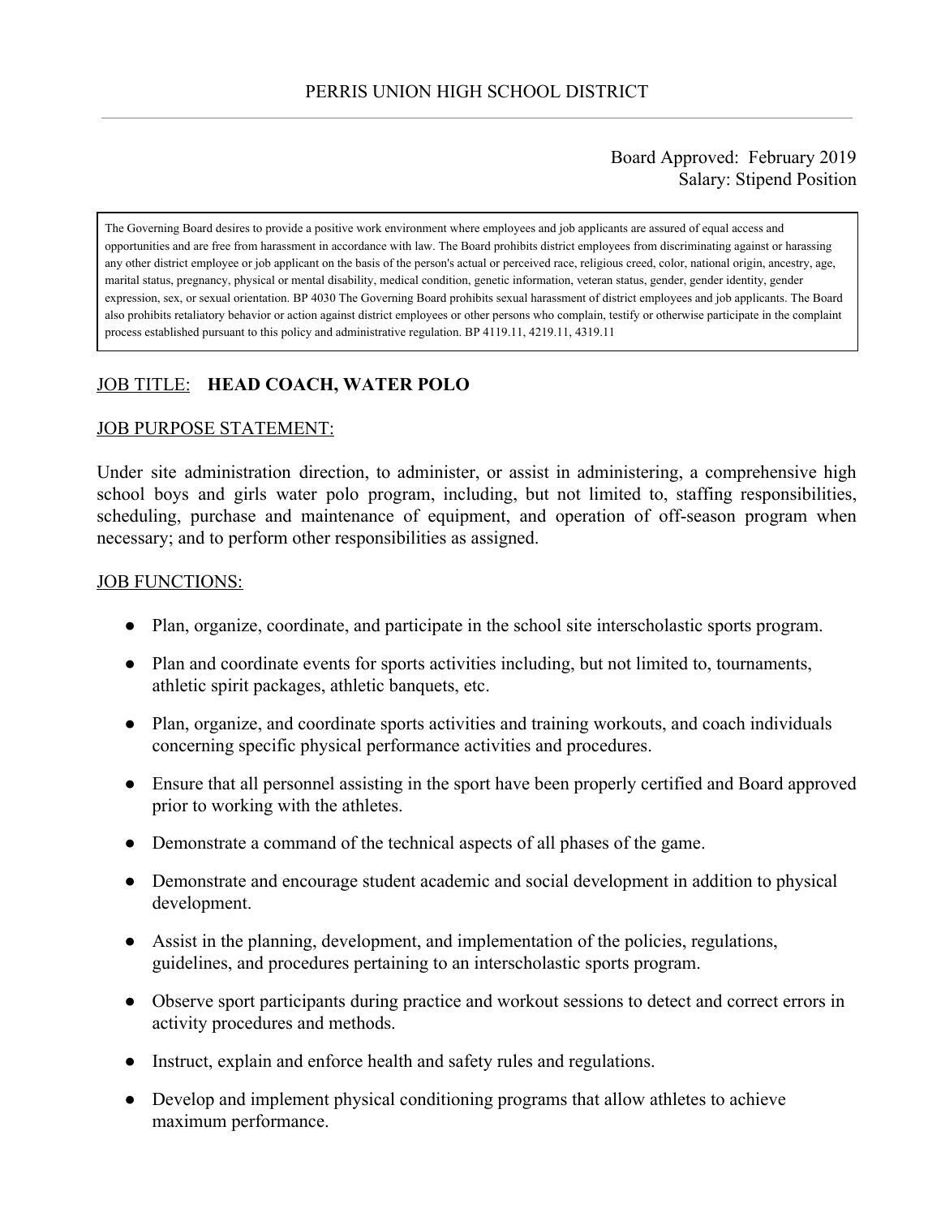# PERRIS UNION HIGH SCHOOL DISTRICT

Board Approved: February 2019
Salary: Stipend Position

The Governing Board desires to provide a positive work environment where employees and job applicants are assured of equal access and opportunities and are free from harassment in accordance with law. The Board prohibits district employees from discriminating against or harassing any other district employee or job applicant on the basis of the person's actual or perceived race, religious creed, color, national origin, ancestry, age, marital status, pregnancy, physical or mental disability, medical condition, genetic information, veteran status, gender, gender identity, gender expression, sex, or sexual orientation. BP 4030 The Governing Board prohibits sexual harassment of district employees and job applicants. The Board also prohibits retaliatory behavior or action against district employees or other persons who complain, testify or otherwise participate in the complaint process established pursuant to this policy and administrative regulation. BP 4119.11, 4219.11, 4319.11

## JOB TITLE: **HEAD COACH, WATER POLO**

## JOB PURPOSE STATEMENT:

Under site administration direction, to administer, or assist in administering, a comprehensive high school boys and girls water polo program, including, but not limited to, staffing responsibilities, scheduling, purchase and maintenance of equipment, and operation of off-season program when necessary; and to perform other responsibilities as assigned.

## JOB FUNCTIONS:

- Plan, organize, coordinate, and participate in the school site interscholastic sports program.
- Plan and coordinate events for sports activities including, but not limited to, tournaments, athletic spirit packages, athletic banquets, etc.
- Plan, organize, and coordinate sports activities and training workouts, and coach individuals concerning specific physical performance activities and procedures.
- Ensure that all personnel assisting in the sport have been properly certified and Board approved prior to working with the athletes.
- Demonstrate a command of the technical aspects of all phases of the game.
- Demonstrate and encourage student academic and social development in addition to physical development.
- Assist in the planning, development, and implementation of the policies, regulations, guidelines, and procedures pertaining to an interscholastic sports program.
- Observe sport participants during practice and workout sessions to detect and correct errors in activity procedures and methods.
- Instruct, explain and enforce health and safety rules and regulations.
- Develop and implement physical conditioning programs that allow athletes to achieve maximum performance.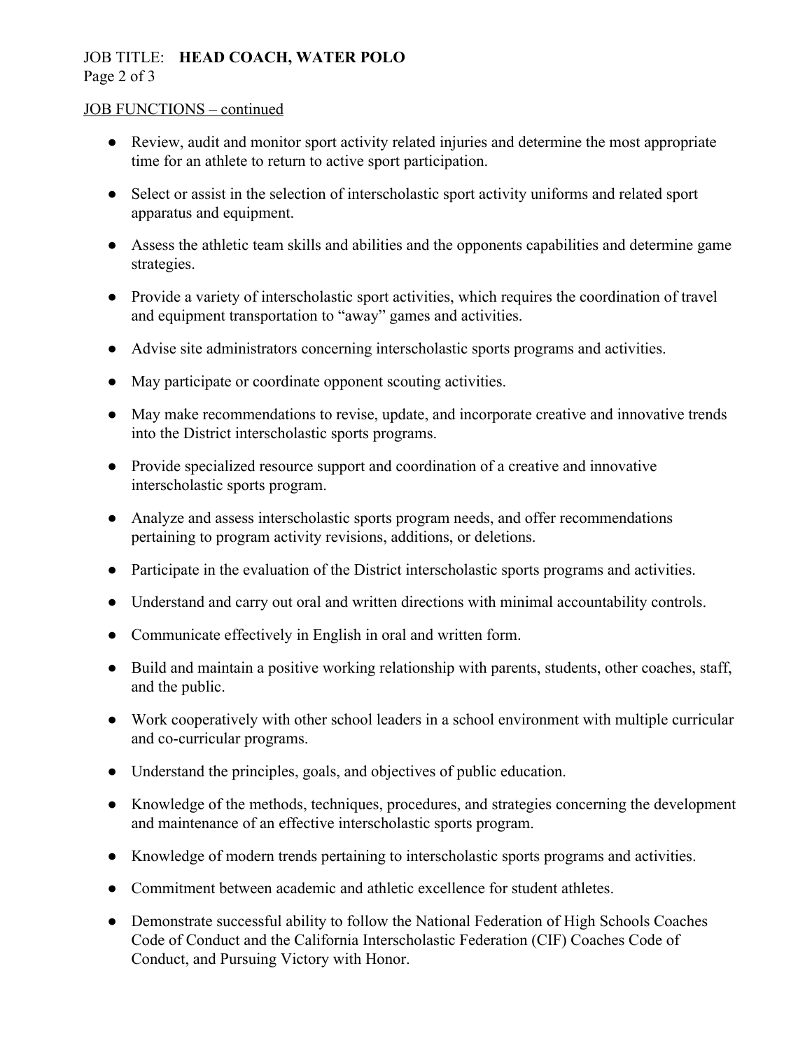JOB FUNCTIONS – continued

- Review, audit and monitor sport activity related injuries and determine the most appropriate time for an athlete to return to active sport participation.
- Select or assist in the selection of interscholastic sport activity uniforms and related sport apparatus and equipment.
- Assess the athletic team skills and abilities and the opponents capabilities and determine game strategies.
- Provide a variety of interscholastic sport activities, which requires the coordination of travel and equipment transportation to "away" games and activities.
- Advise site administrators concerning interscholastic sports programs and activities.
- May participate or coordinate opponent scouting activities.
- May make recommendations to revise, update, and incorporate creative and innovative trends into the District interscholastic sports programs.
- Provide specialized resource support and coordination of a creative and innovative interscholastic sports program.
- Analyze and assess interscholastic sports program needs, and offer recommendations pertaining to program activity revisions, additions, or deletions.
- Participate in the evaluation of the District interscholastic sports programs and activities.
- Understand and carry out oral and written directions with minimal accountability controls.
- Communicate effectively in English in oral and written form.
- Build and maintain a positive working relationship with parents, students, other coaches, staff, and the public.
- Work cooperatively with other school leaders in a school environment with multiple curricular and co-curricular programs.
- Understand the principles, goals, and objectives of public education.
- Knowledge of the methods, techniques, procedures, and strategies concerning the development and maintenance of an effective interscholastic sports program.
- Knowledge of modern trends pertaining to interscholastic sports programs and activities.
- Commitment between academic and athletic excellence for student athletes.
- Demonstrate successful ability to follow the National Federation of High Schools Coaches Code of Conduct and the California Interscholastic Federation (CIF) Coaches Code of Conduct, and Pursuing Victory with Honor.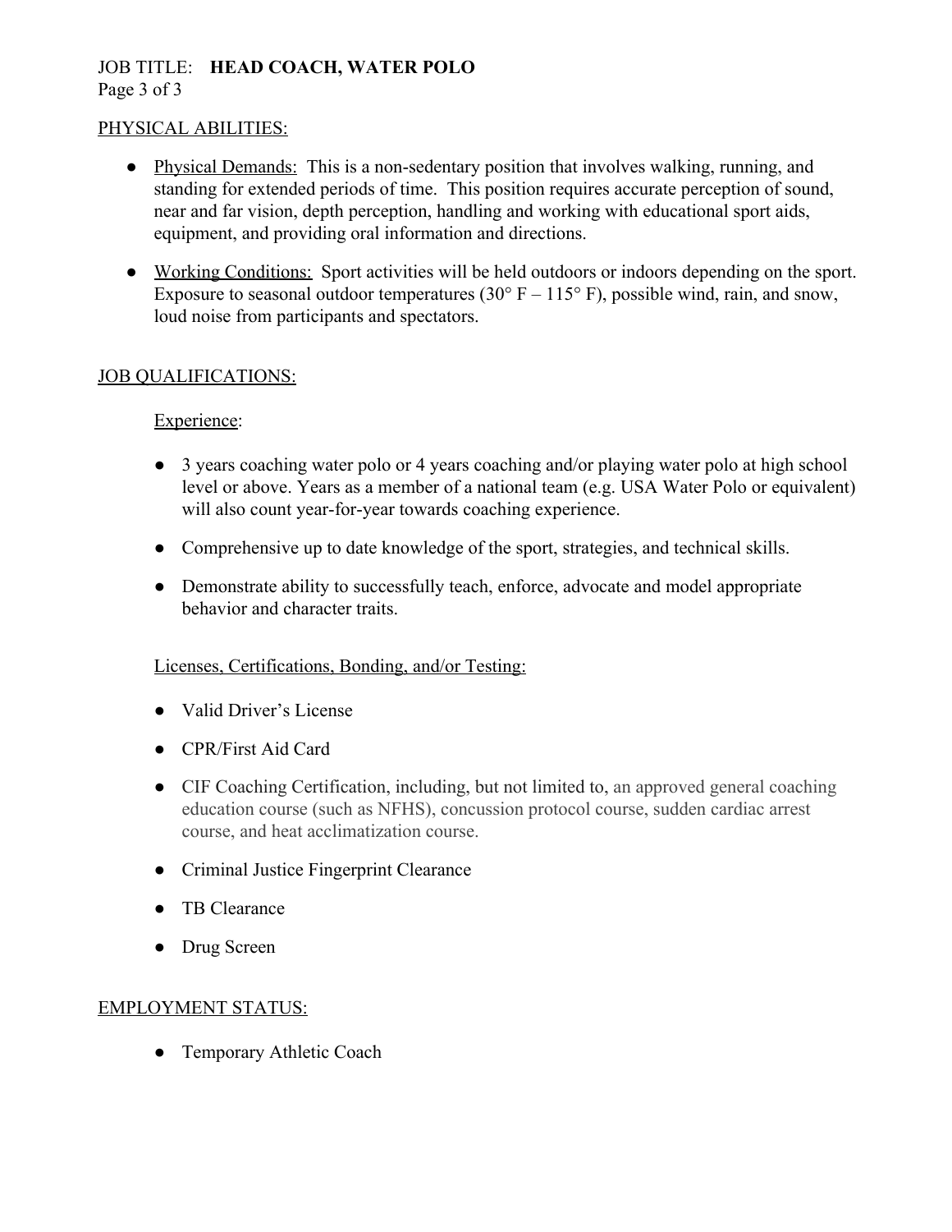## PHYSICAL ABILITIES:

- Physical Demands: This is a non-sedentary position that involves walking, running, and standing for extended periods of time. This position requires accurate perception of sound, near and far vision, depth perception, handling and working with educational sport aids, equipment, and providing oral information and directions.
- Working Conditions: Sport activities will be held outdoors or indoors depending on the sport. Exposure to seasonal outdoor temperatures (30° F – 115° F), possible wind, rain, and snow, loud noise from participants and spectators.

## JOB QUALIFICATIONS:

### Experience:

- 3 years coaching water polo or 4 years coaching and/or playing water polo at high school level or above. Years as a member of a national team (e.g. USA Water Polo or equivalent) will also count year-for-year towards coaching experience.
- Comprehensive up to date knowledge of the sport, strategies, and technical skills.
- Demonstrate ability to successfully teach, enforce, advocate and model appropriate behavior and character traits.

### Licenses, Certifications, Bonding, and/or Testing:

- Valid Driver's License
- CPR/First Aid Card
- CIF Coaching Certification, including, but not limited to, an approved general coaching education course (such as NFHS), concussion protocol course, sudden cardiac arrest course, and heat acclimatization course.
- Criminal Justice Fingerprint Clearance
- TB Clearance
- Drug Screen

## EMPLOYMENT STATUS:

- Temporary Athletic Coach